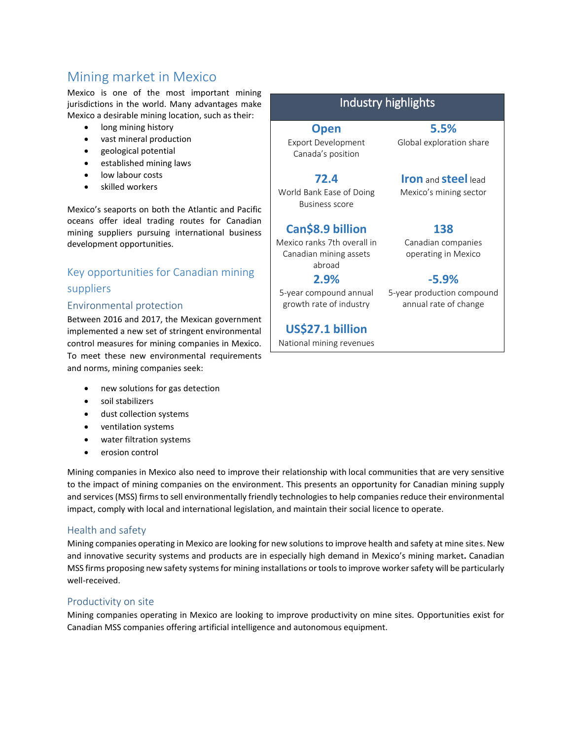# Mining market in Mexico

Mexico is one of the most important mining jurisdictions in the world. Many advantages make Mexico a desirable mining location, such as their:

- long mining history
- vast mineral production
- geological potential
- established mining laws
- low labour costs
- skilled workers

Mexico's seaports on both the Atlantic and Pacific oceans offer ideal trading routes for Canadian mining suppliers pursuing international business development opportunities.

## Industry highlights

**Open**
Export Development Canada's position

**5.5%**
Global exploration share

**72.4**
World Bank Ease of Doing Business score

**Iron** and **steel** lead Mexico's mining sector

**Can$8.9 billion**
Mexico ranks 7th overall in Canadian mining assets abroad

**138**
Canadian companies operating in Mexico

**2.9%**
5-year compound annual growth rate of industry

**-5.9%**
5-year production compound annual rate of change

**US$27.1 billion**
National mining revenues

## Key opportunities for Canadian mining suppliers

### Environmental protection

Between 2016 and 2017, the Mexican government implemented a new set of stringent environmental control measures for mining companies in Mexico. To meet these new environmental requirements and norms, mining companies seek:

- new solutions for gas detection
- soil stabilizers
- dust collection systems
- ventilation systems
- water filtration systems
- erosion control

Mining companies in Mexico also need to improve their relationship with local communities that are very sensitive to the impact of mining companies on the environment. This presents an opportunity for Canadian mining supply and services (MSS) firms to sell environmentally friendly technologies to help companies reduce their environmental impact, comply with local and international legislation, and maintain their social licence to operate.

### Health and safety

Mining companies operating in Mexico are looking for new solutions to improve health and safety at mine sites. New and innovative security systems and products are in especially high demand in Mexico's mining market. Canadian MSS firms proposing new safety systems for mining installations or tools to improve worker safety will be particularly well-received.

### Productivity on site

Mining companies operating in Mexico are looking to improve productivity on mine sites. Opportunities exist for Canadian MSS companies offering artificial intelligence and autonomous equipment.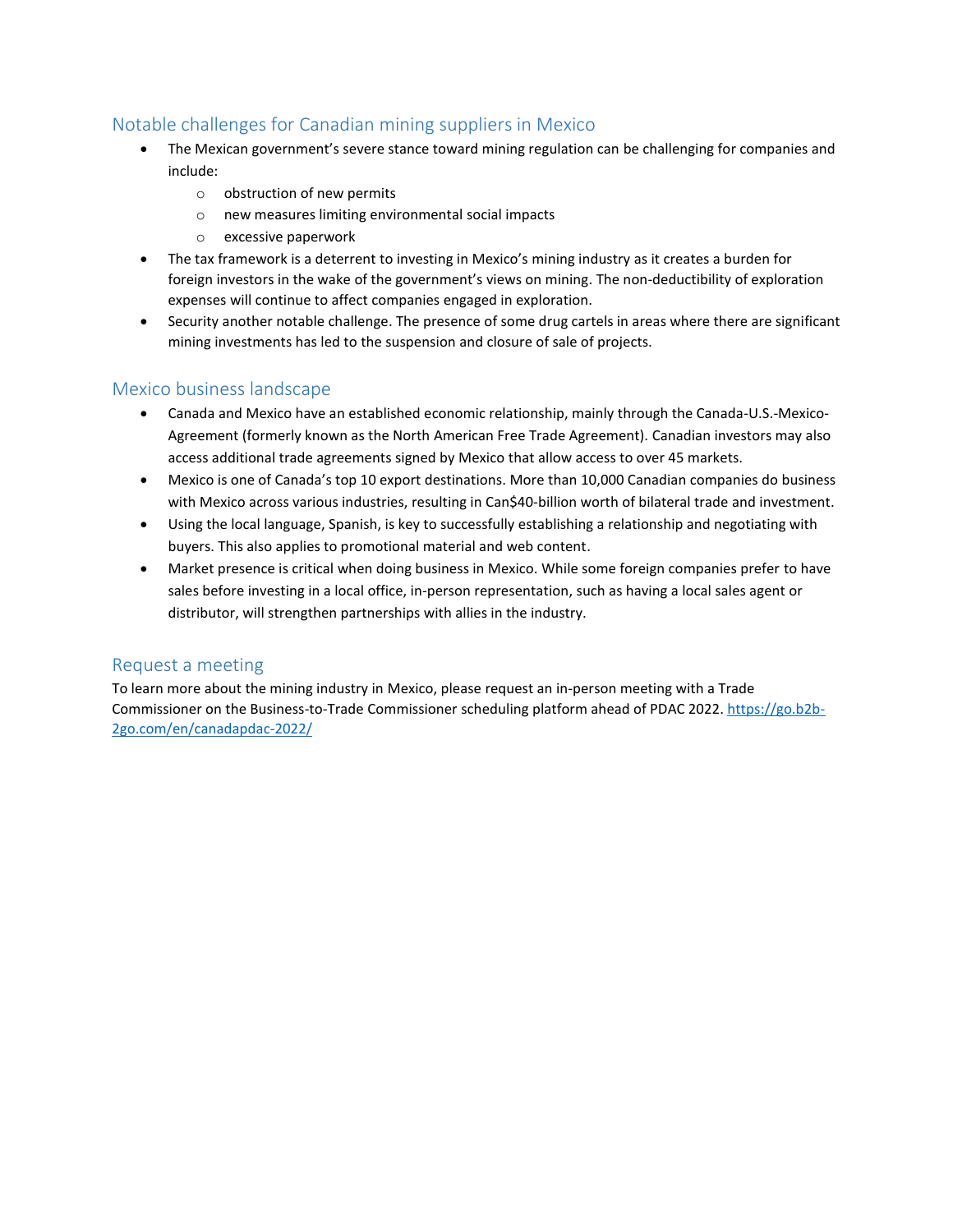## Notable challenges for Canadian mining suppliers in Mexico

- The Mexican government's severe stance toward mining regulation can be challenging for companies and include:
  - obstruction of new permits
  - new measures limiting environmental social impacts
  - excessive paperwork
- The tax framework is a deterrent to investing in Mexico's mining industry as it creates a burden for foreign investors in the wake of the government's views on mining. The non-deductibility of exploration expenses will continue to affect companies engaged in exploration.
- Security another notable challenge. The presence of some drug cartels in areas where there are significant mining investments has led to the suspension and closure of sale of projects.

## Mexico business landscape

- Canada and Mexico have an established economic relationship, mainly through the Canada-U.S.-Mexico-Agreement (formerly known as the North American Free Trade Agreement). Canadian investors may also access additional trade agreements signed by Mexico that allow access to over 45 markets.
- Mexico is one of Canada's top 10 export destinations. More than 10,000 Canadian companies do business with Mexico across various industries, resulting in Can$40-billion worth of bilateral trade and investment.
- Using the local language, Spanish, is key to successfully establishing a relationship and negotiating with buyers. This also applies to promotional material and web content.
- Market presence is critical when doing business in Mexico. While some foreign companies prefer to have sales before investing in a local office, in-person representation, such as having a local sales agent or distributor, will strengthen partnerships with allies in the industry.

## Request a meeting

To learn more about the mining industry in Mexico, please request an in-person meeting with a Trade Commissioner on the Business-to-Trade Commissioner scheduling platform ahead of PDAC 2022. [https://go.b2b-2go.com/en/canadapdac-2022/](https://go.b2b-2go.com/en/canadapdac-2022/)